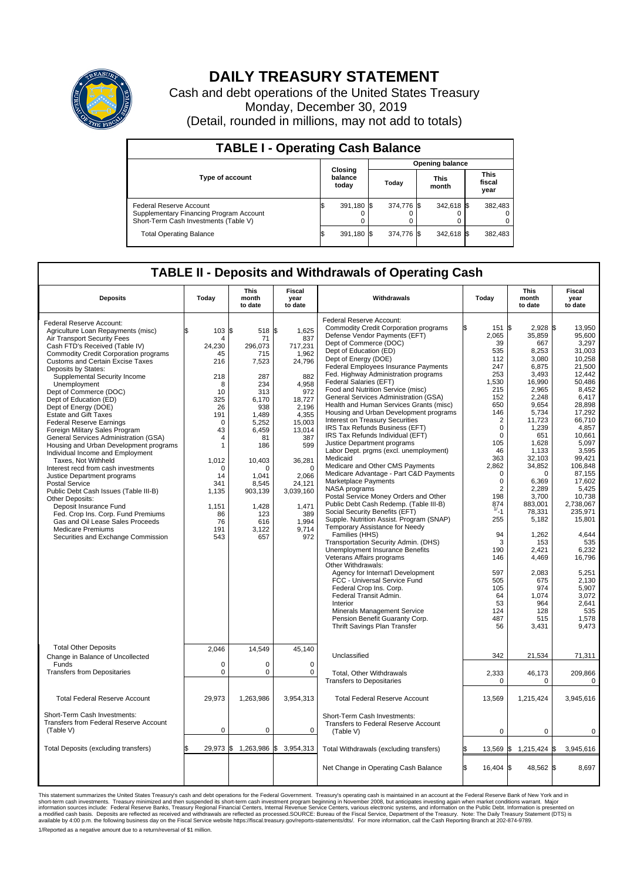# DAILY TREASURY STATEMENT

Cash and debt operations of the United States Treasury
Monday, December 30, 2019
(Detail, rounded in millions, may not add to totals)

## TABLE I - Operating Cash Balance

| Type of account | Closing balance today | Opening balance Today | Opening balance This month | Opening balance This fiscal year |
|---|---|---|---|---|
| Federal Reserve Account | $ 391,180 | $ 374,776 | $ 342,618 | $ 382,483 |
| Supplementary Financing Program Account | 0 | 0 | 0 | 0 |
| Short-Term Cash Investments (Table V) | 0 | 0 | 0 | 0 |
| Total Operating Balance | $ 391,180 | $ 374,776 | $ 342,618 | $ 382,483 |

## TABLE II - Deposits and Withdrawals of Operating Cash

| Deposits | Today | This month to date | Fiscal year to date |
|---|---|---|---|
| Federal Reserve Account: | | | |
| Agriculture Loan Repayments (misc) | $ 103 | $ 518 | $ 1,625 |
| Air Transport Security Fees | 4 | 71 | 837 |
| Cash FTD's Received (Table IV) | 24,230 | 296,073 | 717,231 |
| Commodity Credit Corporation programs | 45 | 715 | 1,962 |
| Customs and Certain Excise Taxes | 216 | 7,523 | 24,796 |
| Deposits by States: | | | |
| Supplemental Security Income | 218 | 287 | 882 |
| Unemployment | 8 | 234 | 4,958 |
| Dept of Commerce (DOC) | 10 | 313 | 972 |
| Dept of Education (ED) | 325 | 6,170 | 18,727 |
| Dept of Energy (DOE) | 26 | 938 | 2,196 |
| Estate and Gift Taxes | 191 | 1,489 | 4,355 |
| Federal Reserve Earnings | 0 | 5,252 | 15,003 |
| Foreign Military Sales Program | 43 | 6,459 | 13,014 |
| General Services Administration (GSA) | 4 | 81 | 387 |
| Housing and Urban Development programs | 1 | 186 | 599 |
| Individual Income and Employment Taxes, Not Withheld | 1,012 | 10,403 | 36,281 |
| Interest recd from cash investments | 0 | 0 | 0 |
| Justice Department programs | 14 | 1,041 | 2,066 |
| Postal Service | 341 | 8,545 | 24,121 |
| Public Debt Cash Issues (Table III-B) | 1,135 | 903,139 | 3,039,160 |
| Other Deposits: | | | |
| Deposit Insurance Fund | 1,151 | 1,428 | 1,471 |
| Fed. Crop Ins. Corp. Fund Premiums | 86 | 123 | 389 |
| Gas and Oil Lease Sales Proceeds | 76 | 616 | 1,994 |
| Medicare Premiums | 191 | 3,122 | 9,714 |
| Securities and Exchange Commission | 543 | 657 | 972 |
| Total Other Deposits | 2,046 | 14,549 | 45,140 |
| Change in Balance of Uncollected Funds | 0 | 0 | 0 |
| Transfers from Depositaries | 0 | 0 | 0 |
| Total Federal Reserve Account | 29,973 | 1,263,986 | 3,954,313 |
| Short-Term Cash Investments: Transfers from Federal Reserve Account (Table V) | 0 | 0 | 0 |
| Total Deposits (excluding transfers) | $ 29,973 | $ 1,263,986 | $ 3,954,313 |

| Withdrawals | Today | This month to date | Fiscal year to date |
|---|---|---|---|
| Federal Reserve Account: | | | |
| Commodity Credit Corporation programs | $ 151 | $ 2,928 | $ 13,950 |
| Defense Vendor Payments (EFT) | 2,065 | 35,859 | 95,600 |
| Dept of Commerce (DOC) | 39 | 667 | 3,297 |
| Dept of Education (ED) | 535 | 8,253 | 31,003 |
| Dept of Energy (DOE) | 112 | 3,080 | 10,258 |
| Federal Employees Insurance Payments | 247 | 6,875 | 21,500 |
| Fed. Highway Administration programs | 253 | 3,493 | 12,442 |
| Federal Salaries (EFT) | 1,530 | 16,990 | 50,486 |
| Food and Nutrition Service (misc) | 215 | 2,965 | 8,452 |
| General Services Administration (GSA) | 152 | 2,248 | 6,417 |
| Health and Human Services Grants (misc) | 650 | 9,654 | 28,898 |
| Housing and Urban Development programs | 146 | 5,734 | 17,292 |
| Interest on Treasury Securities | 2 | 11,723 | 66,710 |
| IRS Tax Refunds Business (EFT) | 0 | 1,239 | 4,857 |
| IRS Tax Refunds Individual (EFT) | 0 | 651 | 10,661 |
| Justice Department programs | 105 | 1,628 | 5,097 |
| Labor Dept. prgms (excl. unemployment) | 46 | 1,133 | 3,595 |
| Medicaid | 363 | 32,103 | 99,421 |
| Medicare and Other CMS Payments | 2,862 | 34,852 | 106,848 |
| Medicare Advantage - Part C&D Payments | 0 | 0 | 87,155 |
| Marketplace Payments | 0 | 6,369 | 17,602 |
| NASA programs | 2 | 2,289 | 5,425 |
| Postal Service Money Orders and Other | 198 | 3,700 | 10,738 |
| Public Debt Cash Redemp. (Table III-B) | 874 | 883,001 | 2,738,067 |
| Social Security Benefits (EFT) | -1 [1/] | 78,331 | 235,971 |
| Supple. Nutrition Assist. Program (SNAP) | 255 | 5,182 | 15,801 |
| Temporary Assistance for Needy Families (HHS) | 94 | 1,262 | 4,644 |
| Transportation Security Admin. (DHS) | 3 | 153 | 535 |
| Unemployment Insurance Benefits | 190 | 2,421 | 6,232 |
| Veterans Affairs programs | 146 | 4,469 | 16,796 |
| Other Withdrawals: | | | |
| Agency for Internat'l Development | 597 | 2,083 | 5,251 |
| FCC - Universal Service Fund | 505 | 675 | 2,130 |
| Federal Crop Ins. Corp. | 105 | 974 | 5,907 |
| Federal Transit Admin. | 64 | 1,074 | 3,072 |
| Interior | 53 | 964 | 2,641 |
| Minerals Management Service | 124 | 128 | 535 |
| Pension Benefit Guaranty Corp. | 487 | 515 | 1,578 |
| Thrift Savings Plan Transfer | 56 | 3,431 | 9,473 |
| Unclassified | 342 | 21,534 | 71,311 |
| Total, Other Withdrawals | 2,333 | 46,173 | 209,866 |
| Transfers to Depositaries | 0 | 0 | 0 |
| Total Federal Reserve Account | 13,569 | 1,215,424 | 3,945,616 |
| Short-Term Cash Investments: Transfers to Federal Reserve Account (Table V) | 0 | 0 | 0 |
| Total Withdrawals (excluding transfers) | $ 13,569 | $ 1,215,424 | $ 3,945,616 |
| Net Change in Operating Cash Balance | $ 16,404 | $ 48,562 | $ 8,697 |

This statement summarizes the United States Treasury's cash and debt operations for the Federal Government. Treasury's operating cash is maintained in an account at the Federal Reserve Bank of New York and in short-term cash investments. Treasury minimized and then suspended its short-term cash investment program beginning in November 2008, but anticipates investing again when market conditions warrant. Major information sources include: Federal Reserve Banks, Treasury Regional Financial Centers, Internal Revenue Service Centers, various electronic systems, and information on the Public Debt. Information is presented on a modified cash basis. Deposits are reflected as received and withdrawals are reflected as processed.SOURCE: Bureau of the Fiscal Service, Department of the Treasury. Note: The Daily Treasury Statement (DTS) is available by 4:00 p.m. the following business day on the Fiscal Service website https://fiscal.treasury.gov/reports-statements/dts/. For more information, call the Cash Reporting Branch at 202-874-9789.

1/Reported as a negative amount due to a return/reversal of $1 million.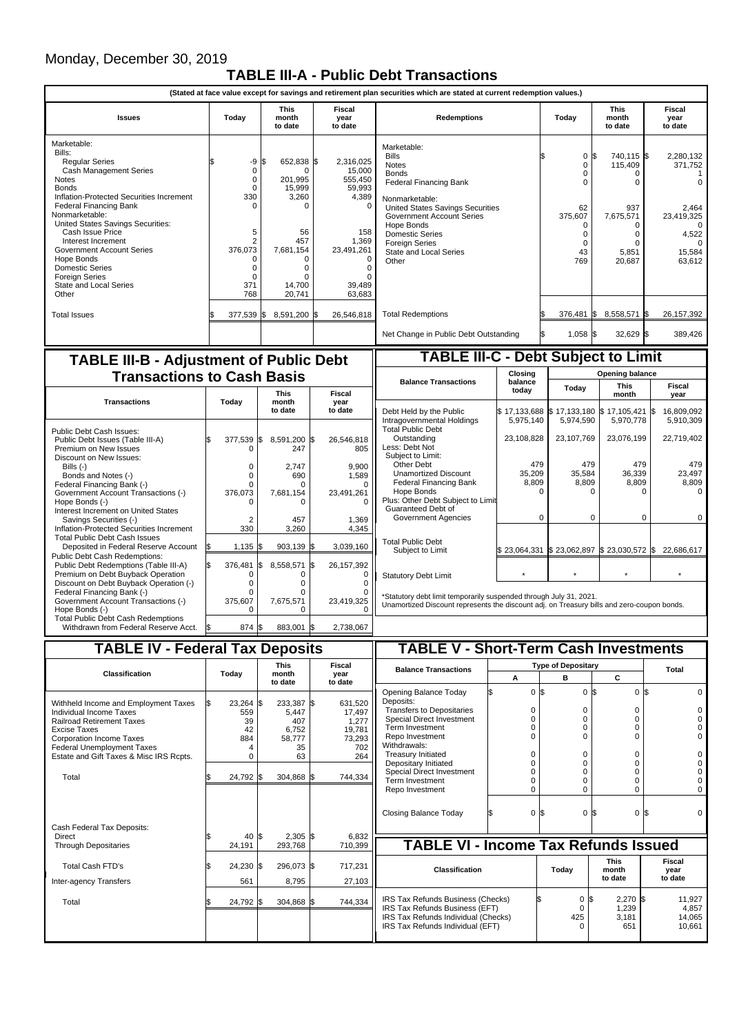Monday, December 30, 2019

# TABLE III-A - Public Debt Transactions

(Stated at face value except for savings and retirement plan securities which are stated at current redemption values.)

| Issues | Today | This month to date | Fiscal year to date |
|---|---|---|---|
| Marketable: | | | |
| Bills: | | | |
| Regular Series | $ -9 | $ 652,838 | $ 2,316,025 |
| Cash Management Series | 0 | 0 | 15,000 |
| Notes | 0 | 201,995 | 555,450 |
| Bonds | 0 | 15,999 | 59,993 |
| Inflation-Protected Securities Increment | 330 | 3,260 | 4,389 |
| Federal Financing Bank | 0 | 0 | 0 |
| Nonmarketable: | | | |
| United States Savings Securities: | | | |
| Cash Issue Price | 5 | 56 | 158 |
| Interest Increment | 2 | 457 | 1,369 |
| Government Account Series | 376,073 | 7,681,154 | 23,491,261 |
| Hope Bonds | 0 | 0 | 0 |
| Domestic Series | 0 | 0 | 0 |
| Foreign Series | 0 | 0 | 0 |
| State and Local Series | 371 | 14,700 | 39,489 |
| Other | 768 | 20,741 | 63,683 |
| Total Issues | $ 377,539 | $ 8,591,200 | $ 26,546,818 |

| Redemptions | Today | This month to date | Fiscal year to date |
|---|---|---|---|
| Marketable: | | | |
| Bills | $ 0 | $ 740,115 | $ 2,280,132 |
| Notes | 0 | 115,409 | 371,752 |
| Bonds | 0 | 0 | 1 |
| Federal Financing Bank | 0 | 0 | 0 |
| Nonmarketable: | | | |
| United States Savings Securities | 62 | 937 | 2,464 |
| Government Account Series | 375,607 | 7,675,571 | 23,419,325 |
| Hope Bonds | 0 | 0 | 0 |
| Domestic Series | 0 | 0 | 4,522 |
| Foreign Series | 0 | 0 | 0 |
| State and Local Series | 43 | 5,851 | 15,584 |
| Other | 769 | 20,687 | 63,612 |
| Total Redemptions | $ 376,481 | $ 8,558,571 | $ 26,157,392 |
| Net Change in Public Debt Outstanding | $ 1,058 | $ 32,629 | $ 389,426 |

# TABLE III-B - Adjustment of Public Debt Transactions to Cash Basis

| Transactions | Today | This month to date | Fiscal year to date |
|---|---|---|---|
| Public Debt Cash Issues: | | | |
| Public Debt Issues (Table III-A) | $ 377,539 | $ 8,591,200 | $ 26,546,818 |
| Premium on New Issues | 0 | 247 | 805 |
| Discount on New Issues: | | | |
| Bills (-) | 0 | 2,747 | 9,900 |
| Bonds and Notes (-) | 0 | 690 | 1,589 |
| Federal Financing Bank (-) | 0 | 0 | 0 |
| Government Account Transactions (-) | 376,073 | 7,681,154 | 23,491,261 |
| Hope Bonds (-) | 0 | 0 | 0 |
| Interest Increment on United States Savings Securities (-) | 2 | 457 | 1,369 |
| Inflation-Protected Securities Increment | 330 | 3,260 | 4,345 |
| Total Public Debt Cash Issues Deposited in Federal Reserve Account | $ 1,135 | $ 903,139 | $ 3,039,160 |
| Public Debt Cash Redemptions: | | | |
| Public Debt Redemptions (Table III-A) | $ 376,481 | $ 8,558,571 | $ 26,157,392 |
| Premium on Debt Buyback Operation | 0 | 0 | 0 |
| Discount on Debt Buyback Operation (-) | 0 | 0 | 0 |
| Federal Financing Bank (-) | 0 | 0 | 0 |
| Government Account Transactions (-) | 375,607 | 7,675,571 | 23,419,325 |
| Hope Bonds (-) | 0 | 0 | 0 |
| Total Public Debt Cash Redemptions Withdrawn from Federal Reserve Acct. | $ 874 | $ 883,001 | $ 2,738,067 |

# TABLE III-C - Debt Subject to Limit

| Balance Transactions | Closing balance today | Opening balance Today | Opening balance This month | Opening balance Fiscal year |
|---|---|---|---|---|
| Debt Held by the Public | $ 17,133,688 | $ 17,133,180 | $ 17,105,421 | $ 16,809,092 |
| Intragovernmental Holdings | 5,975,140 | 5,974,590 | 5,970,778 | 5,910,309 |
| Total Public Debt Outstanding | 23,108,828 | 23,107,769 | 23,076,199 | 22,719,402 |
| Less: Debt Not Subject to Limit: | | | | |
| Other Debt | 479 | 479 | 479 | 479 |
| Unamortized Discount | 35,209 | 35,584 | 36,339 | 23,497 |
| Federal Financing Bank | 8,809 | 8,809 | 8,809 | 8,809 |
| Hope Bonds | 0 | 0 | 0 | 0 |
| Plus: Other Debt Subject to Limit | | | | |
| Guaranteed Debt of Government Agencies | 0 | 0 | 0 | 0 |
| Total Public Debt Subject to Limit | $ 23,064,331 | $ 23,062,897 | $ 23,030,572 | $ 22,686,617 |
| Statutory Debt Limit | * | * | * | * |

*Statutory debt limit temporarily suspended through July 31, 2021.
Unamortized Discount represents the discount adj. on Treasury bills and zero-coupon bonds.

# TABLE IV - Federal Tax Deposits

| Classification | Today | This month to date | Fiscal year to date |
|---|---|---|---|
| Withheld Income and Employment Taxes | $ 23,264 | $ 233,387 | $ 631,520 |
| Individual Income Taxes | 559 | 5,447 | 17,497 |
| Railroad Retirement Taxes | 39 | 407 | 1,277 |
| Excise Taxes | 42 | 6,752 | 19,781 |
| Corporation Income Taxes | 884 | 58,777 | 73,293 |
| Federal Unemployment Taxes | 4 | 35 | 702 |
| Estate and Gift Taxes & Misc IRS Rcpts. | 0 | 63 | 264 |
| Total | $ 24,792 | $ 304,868 | $ 744,334 |
| Cash Federal Tax Deposits: | | | |
| Direct | $ 40 | $ 2,305 | $ 6,832 |
| Through Depositaries | 24,191 | 293,768 | 710,399 |
| Total Cash FTD's | $ 24,230 | $ 296,073 | $ 717,231 |
| Inter-agency Transfers | 561 | 8,795 | 27,103 |
| Total | $ 24,792 | $ 304,868 | $ 744,334 |

# TABLE V - Short-Term Cash Investments

| Balance Transactions | Type of Depositary A | Type of Depositary B | Type of Depositary C | Total |
|---|---|---|---|---|
| Opening Balance Today | $ 0 | $ 0 | $ 0 | $ 0 |
| Deposits: | | | | |
| Transfers to Depositaries | 0 | 0 | 0 | 0 |
| Special Direct Investment | 0 | 0 | 0 | 0 |
| Term Investment | 0 | 0 | 0 | 0 |
| Repo Investment | 0 | 0 | 0 | 0 |
| Withdrawals: | | | | |
| Treasury Initiated | 0 | 0 | 0 | 0 |
| Depositary Initiated | 0 | 0 | 0 | 0 |
| Special Direct Investment | 0 | 0 | 0 | 0 |
| Term Investment | 0 | 0 | 0 | 0 |
| Repo Investment | 0 | 0 | 0 | 0 |
| Closing Balance Today | $ 0 | $ 0 | $ 0 | $ 0 |

# TABLE VI - Income Tax Refunds Issued

| Classification | Today | This month to date | Fiscal year to date |
|---|---|---|---|
| IRS Tax Refunds Business (Checks) | $ 0 | $ 2,270 | $ 11,927 |
| IRS Tax Refunds Business (EFT) | 0 | 1,239 | 4,857 |
| IRS Tax Refunds Individual (Checks) | 425 | 3,181 | 14,065 |
| IRS Tax Refunds Individual (EFT) | 0 | 651 | 10,661 |